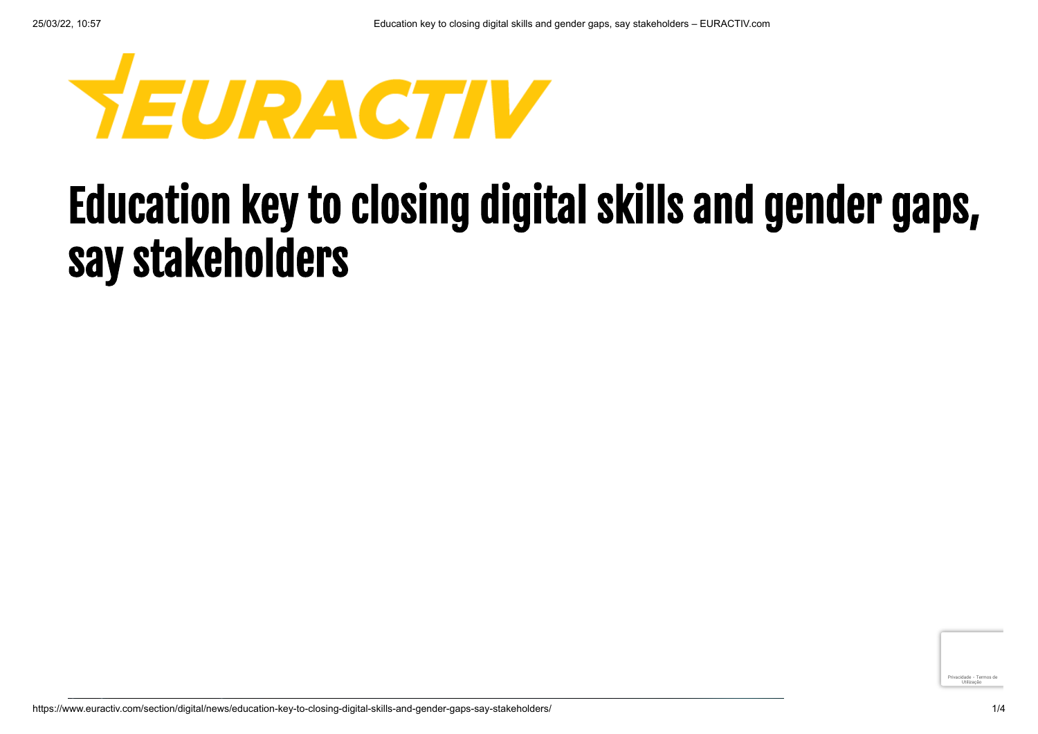EURACTIV

# Education key to closing digital skills and gender gaps, say stakeholders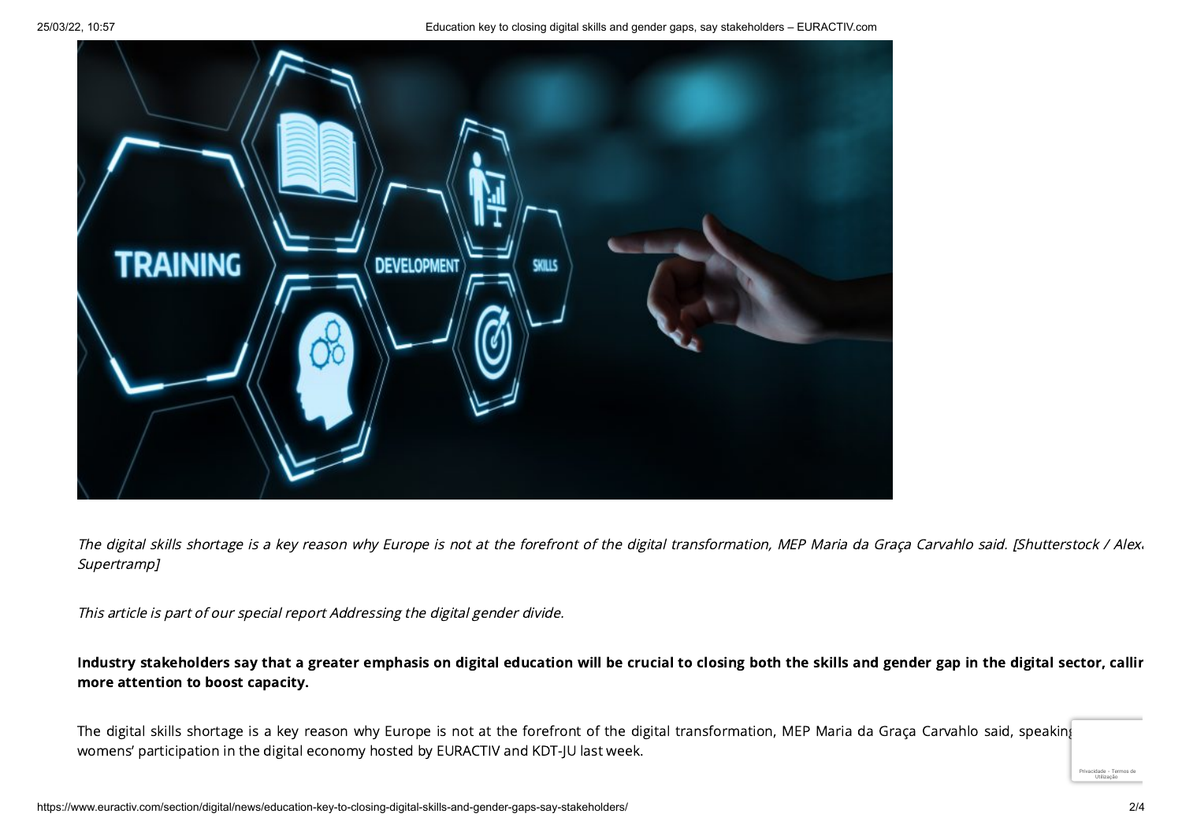*The digital skills shortage is a key reason why Europe is not at the forefront of the digital transformation, MEP Maria da Graça Carvahlo said. [Shutterstock / Alex Supertramp]*

*This article is part of our special report Addressing the digital gender divide.*

**Industry stakeholders say that a greater emphasis on digital education will be crucial to closing both the skills and gender gap in the digital sector, callir more attention to boost capacity.**

The digital skills shortage is a key reason why Europe is not at the forefront of the digital transformation, MEP Maria da Graça Carvahlo said, speaking womens' participation in the digital economy hosted by EURACTIV and KDT-JU last week.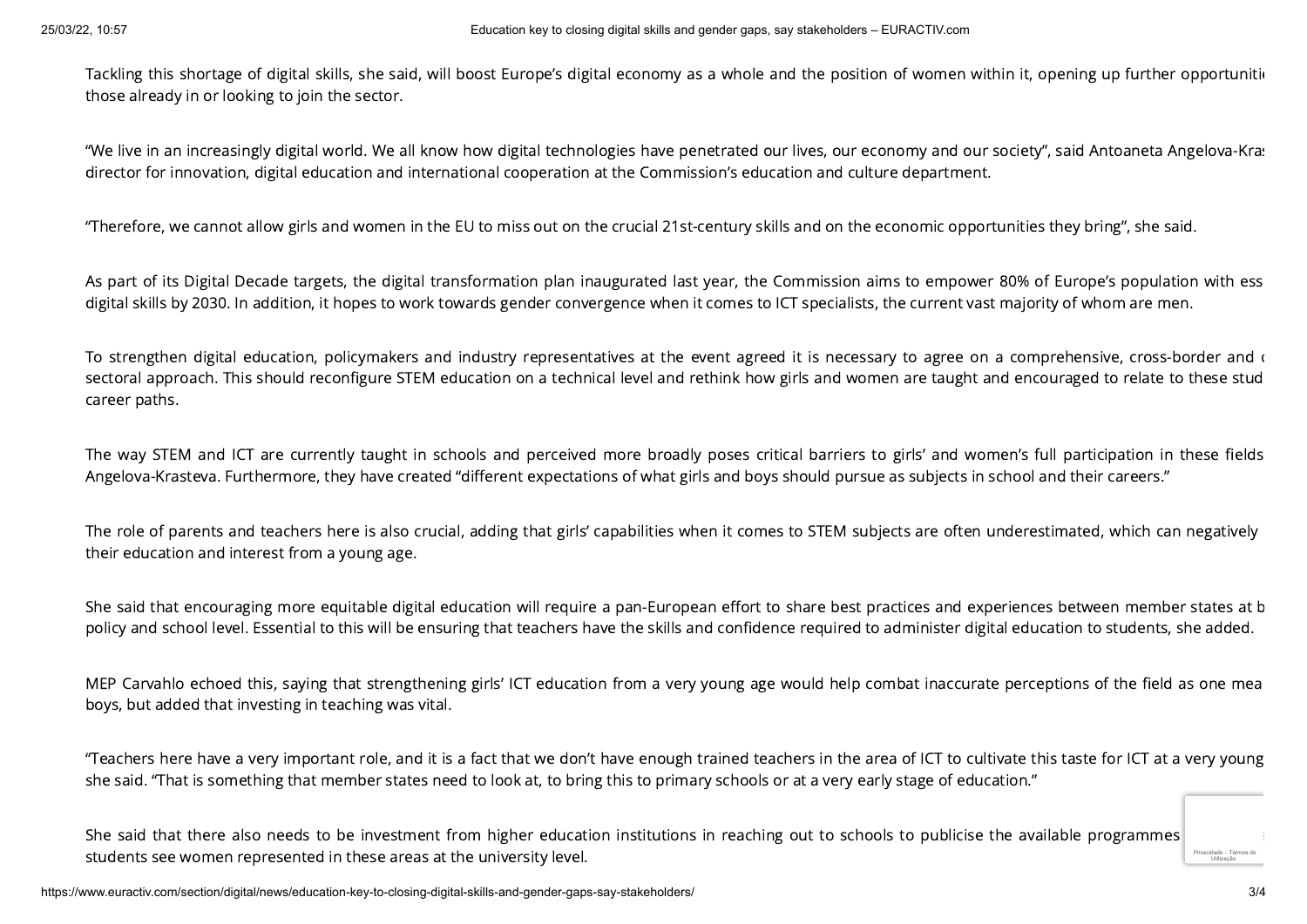Tackling this shortage of digital skills, she said, will boost Europe's digital economy as a whole and the position of women within it, opening up further opportuniti those already in or looking to join the sector.

"We live in an increasingly digital world. We all know how digital technologies have penetrated our lives, our economy and our society", said Antoaneta Angelova-Kras director for innovation, digital education and international cooperation at the Commission's education and culture department.

"Therefore, we cannot allow girls and women in the EU to miss out on the crucial 21st-century skills and on the economic opportunities they bring", she said.

As part of its Digital Decade targets, the digital transformation plan inaugurated last year, the Commission aims to empower 80% of Europe's population with ess digital skills by 2030. In addition, it hopes to work towards gender convergence when it comes to ICT specialists, the current vast majority of whom are men.

To strengthen digital education, policymakers and industry representatives at the event agreed it is necessary to agree on a comprehensive, cross-border and c sectoral approach. This should reconfigure STEM education on a technical level and rethink how girls and women are taught and encouraged to relate to these stud career paths.

The way STEM and ICT are currently taught in schools and perceived more broadly poses critical barriers to girls' and women's full participation in these fields Angelova-Krasteva. Furthermore, they have created "different expectations of what girls and boys should pursue as subjects in school and their careers."

The role of parents and teachers here is also crucial, adding that girls' capabilities when it comes to STEM subjects are often underestimated, which can negatively their education and interest from a young age.

She said that encouraging more equitable digital education will require a pan-European effort to share best practices and experiences between member states at b policy and school level. Essential to this will be ensuring that teachers have the skills and confidence required to administer digital education to students, she added.

MEP Carvahlo echoed this, saying that strengthening girls' ICT education from a very young age would help combat inaccurate perceptions of the field as one mea boys, but added that investing in teaching was vital.

"Teachers here have a very important role, and it is a fact that we don't have enough trained teachers in the area of ICT to cultivate this taste for ICT at a very young she said. "That is something that member states need to look at, to bring this to primary schools or at a very early stage of education."

She said that there also needs to be investment from higher education institutions in reaching out to schools to publicise the available programmes students see women represented in these areas at the university level.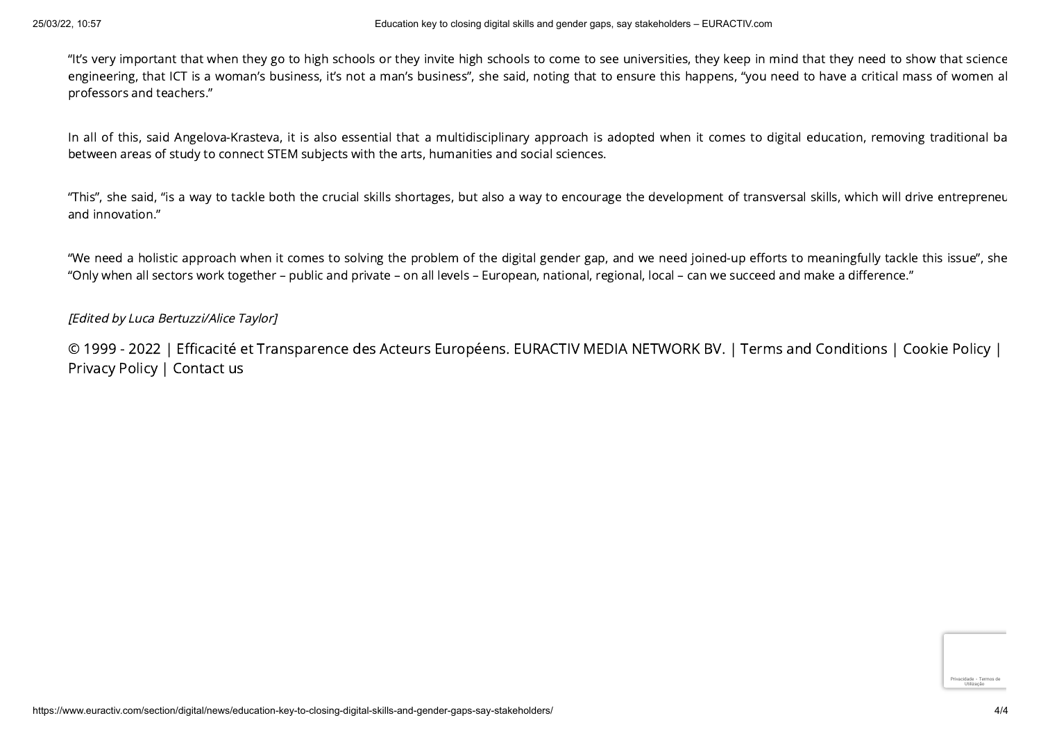"It's very important that when they go to high schools or they invite high schools to come to see universities, they keep in mind that they need to show that science engineering, that ICT is a woman's business, it's not a man's business", she said, noting that to ensure this happens, "you need to have a critical mass of women al professors and teachers."

In all of this, said Angelova-Krasteva, it is also essential that a multidisciplinary approach is adopted when it comes to digital education, removing traditional ba between areas of study to connect STEM subjects with the arts, humanities and social sciences.

"This", she said, "is a way to tackle both the crucial skills shortages, but also a way to encourage the development of transversal skills, which will drive entrepreneu and innovation."

"We need a holistic approach when it comes to solving the problem of the digital gender gap, and we need joined-up efforts to meaningfully tackle this issue", she "Only when all sectors work together – public and private – on all levels – European, national, regional, local – can we succeed and make a difference."

*[Edited by Luca Bertuzzi/Alice Taylor]*

© 1999 - 2022 | Efficacité et Transparence des Acteurs Européens. EURACTIV MEDIA NETWORK BV. | Terms and Conditions | Cookie Policy | Privacy Policy | Contact us